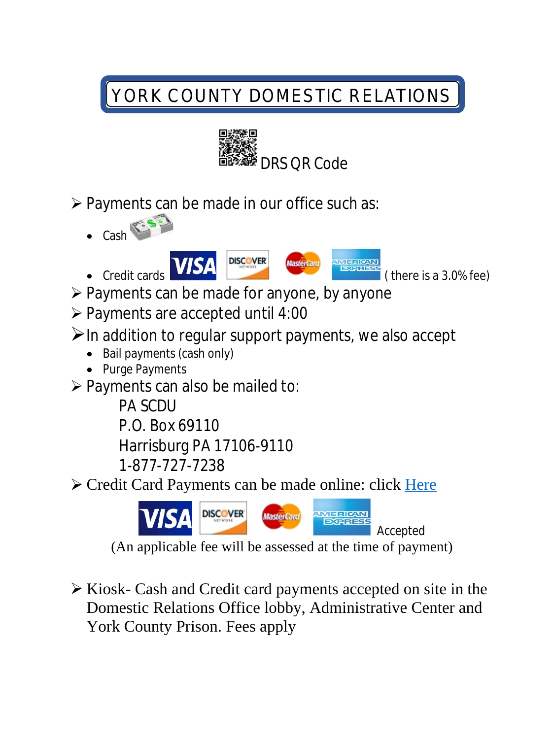# YORK COUNTY DOMESTIC RELATIONS

DRS QR Code

- Payments can be made in our office such as:
  - Cash
  - Credit cards ( there is a 3.0% fee)
- Payments can be made for anyone, by anyone
- Payments are accepted until 4:00
- In addition to regular support payments, we also accept
  - Bail payments (cash only)
  - Purge Payments
- Payments can also be mailed to:

  PA SCDU
  P.O. Box 69110
  Harrisburg PA 17106-9110
  1-877-727-7238

- Credit Card Payments can be made online: click Here

  Accepted

  (An applicable fee will be assessed at the time of payment)

- Kiosk- Cash and Credit card payments accepted on site in the Domestic Relations Office lobby, Administrative Center and York County Prison. Fees apply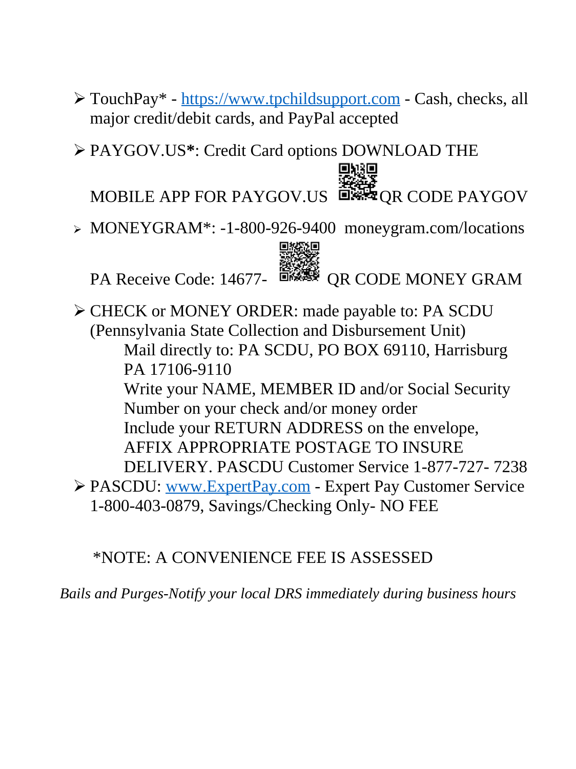- TouchPay* - [https://www.tpchildsupport.com](https://www.tpchildsupport.com) - Cash, checks, all major credit/debit cards, and PayPal accepted

- PAYGOV.US**\***: Credit Card options DOWNLOAD THE MOBILE APP FOR PAYGOV.US QR CODE PAYGOV

- MONEYGRAM*: -1-800-926-9400 moneygram.com/locations PA Receive Code: 14677- QR CODE MONEY GRAM

- CHECK or MONEY ORDER: made payable to: PA SCDU (Pennsylvania State Collection and Disbursement Unit)
  Mail directly to: PA SCDU, PO BOX 69110, Harrisburg PA 17106-9110
  Write your NAME, MEMBER ID and/or Social Security Number on your check and/or money order
  Include your RETURN ADDRESS on the envelope, AFFIX APPROPRIATE POSTAGE TO INSURE DELIVERY. PASCDU Customer Service 1-877-727- 7238
- PASCDU: [www.ExpertPay.com](http://www.ExpertPay.com) - Expert Pay Customer Service 1-800-403-0879, Savings/Checking Only- NO FEE

*NOTE: A CONVENIENCE FEE IS ASSESSED

*Bails and Purges-Notify your local DRS immediately during business hours*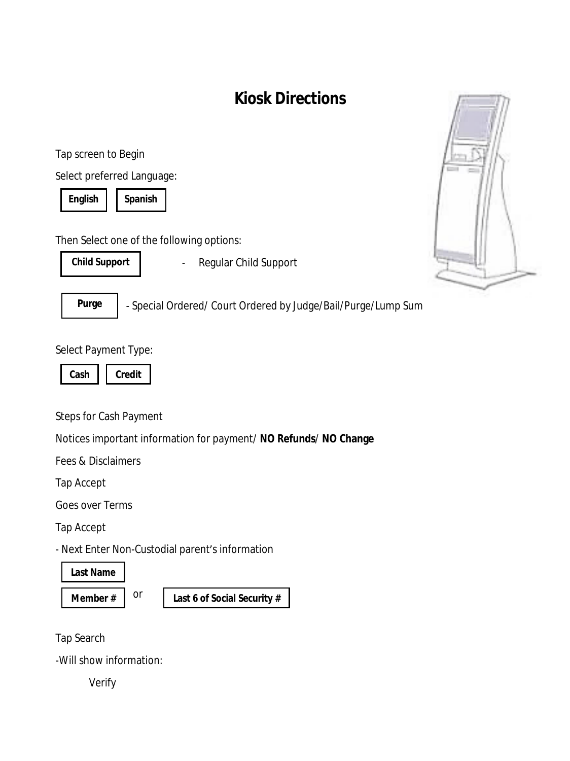# Kiosk Directions

Tap screen to Begin

Select preferred Language:

**English** **Spanish**

Then Select one of the following options:

**Child Support** - Regular Child Support

**Purge** - Special Ordered/ Court Ordered by Judge/Bail/Purge/Lump Sum

Select Payment Type:

**Cash** **Credit**

Steps for Cash Payment

Notices important information for payment/ **NO Refunds**/ **NO Change**

Fees & Disclaimers

Tap Accept

Goes over Terms

Tap Accept

- Next Enter Non-Custodial parent's information

**Last Name**

**Member #** or **Last 6 of Social Security #**

Tap Search

-Will show information:

Verify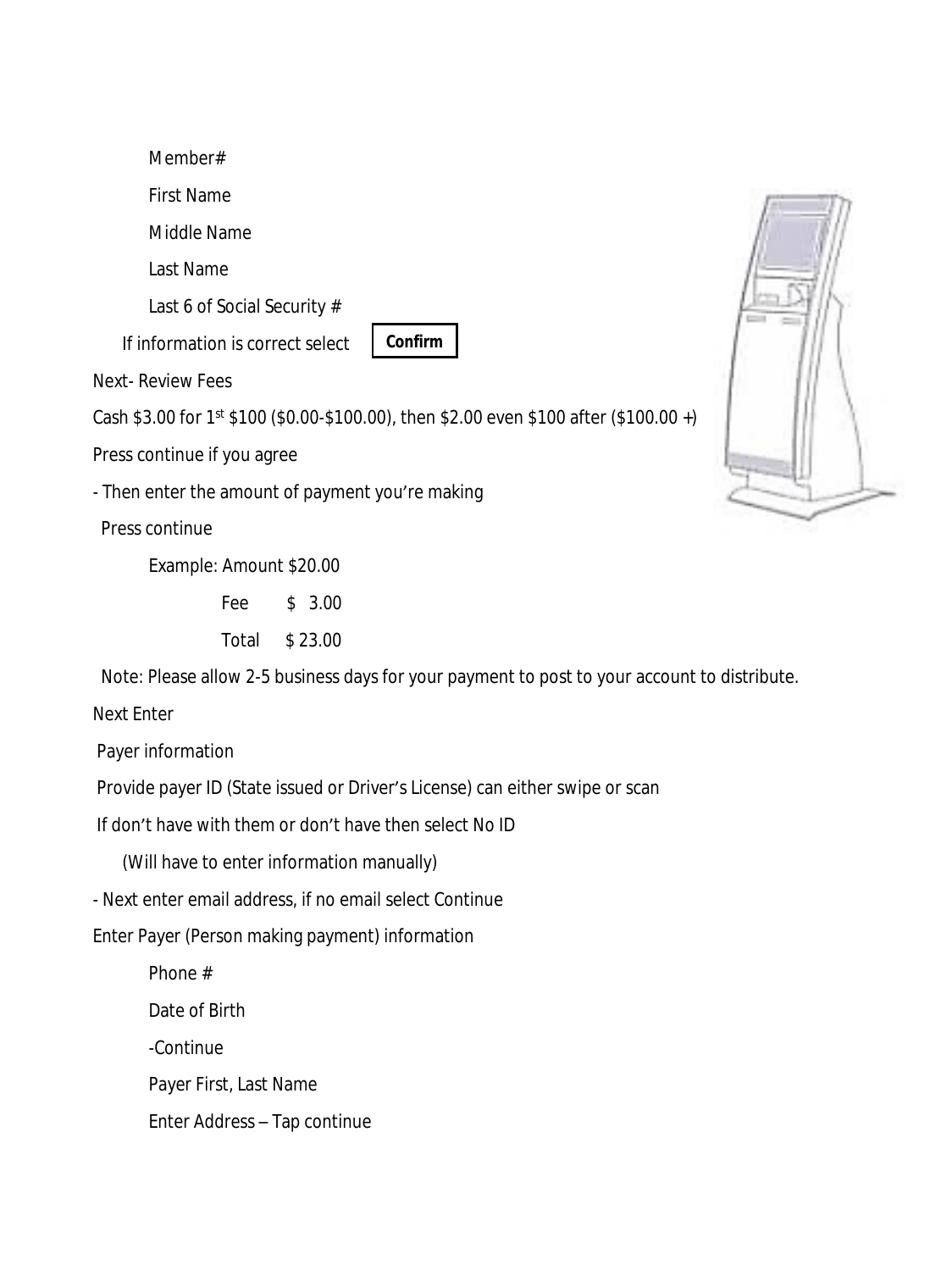Member#

First Name

Middle Name

Last Name

Last 6 of Social Security #

If information is correct select **Confirm**

Next- Review Fees

Cash $3.00 for 1st $100 ($0.00-$100.00), then $2.00 even $100 after ($100.00 +)

Press continue if you agree

- Then enter the amount of payment you're making

Press continue

Example: Amount $20.00

Fee $ 3.00

Total $ 23.00

Note: Please allow 2-5 business days for your payment to post to your account to distribute.

Next Enter

Payer information

Provide payer ID (State issued or Driver's License) can either swipe or scan

If don't have with them or don't have then select No ID

(Will have to enter information manually)

- Next enter email address, if no email select Continue

Enter Payer (Person making payment) information

Phone #

Date of Birth

-Continue

Payer First, Last Name

Enter Address – Tap continue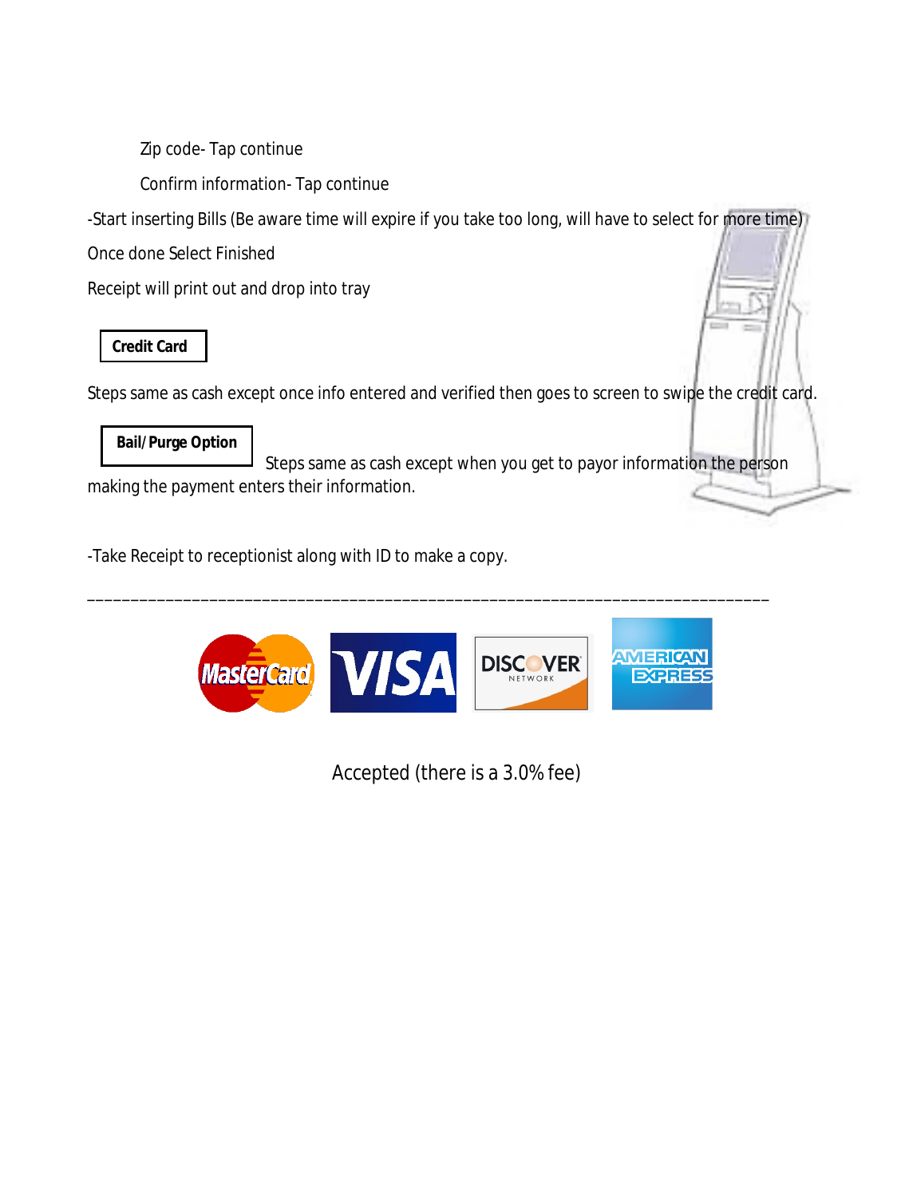Zip code- Tap continue

Confirm information- Tap continue

-Start inserting Bills (Be aware time will expire if you take too long, will have to select for more time)

Once done Select Finished

Receipt will print out and drop into tray

**Credit Card**

Steps same as cash except once info entered and verified then goes to screen to swipe the credit card.

**Bail/Purge Option**

Steps same as cash except when you get to payor information the person making the payment enters their information.

-Take Receipt to receptionist along with ID to make a copy.

---

MasterCard VISA DISCOVER NETWORK AMERICAN EXPRESS

Accepted (there is a 3.0% fee)